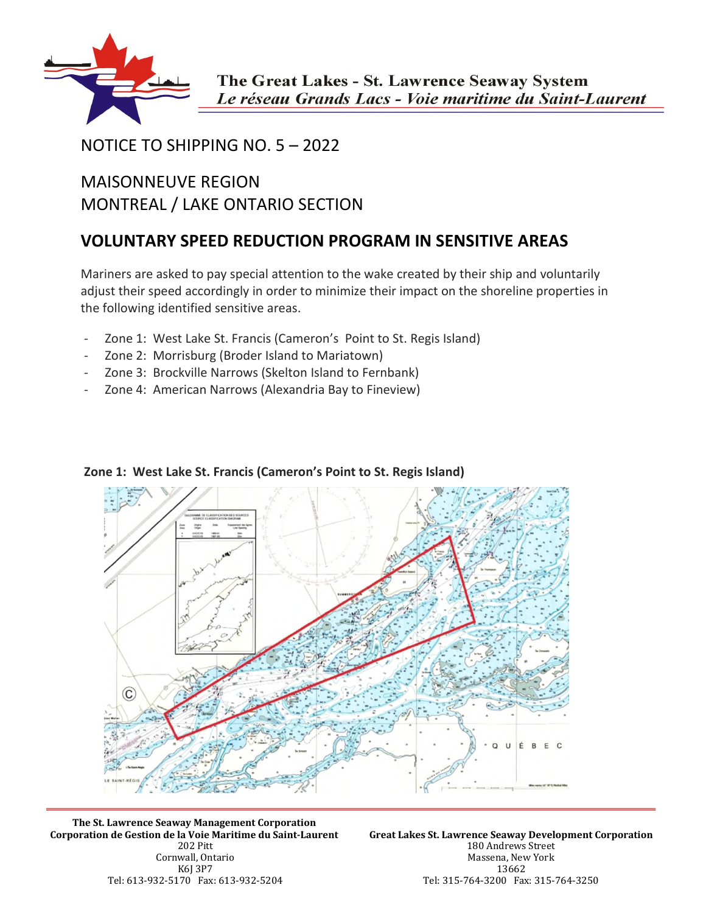The Great Lakes - St. Lawrence Seaway System
*Le réseau Grands Lacs - Voie maritime du Saint-Laurent*

# NOTICE TO SHIPPING NO. 5 – 2022

## MAISONNEUVE REGION
## MONTREAL / LAKE ONTARIO SECTION

## VOLUNTARY SPEED REDUCTION PROGRAM IN SENSITIVE AREAS

Mariners are asked to pay special attention to the wake created by their ship and voluntarily adjust their speed accordingly in order to minimize their impact on the shoreline properties in the following identified sensitive areas.

- Zone 1: West Lake St. Francis (Cameron's Point to St. Regis Island)
- Zone 2: Morrisburg (Broder Island to Mariatown)
- Zone 3: Brockville Narrows (Skelton Island to Fernbank)
- Zone 4: American Narrows (Alexandria Bay to Fineview)

**Zone 1: West Lake St. Francis (Cameron's Point to St. Regis Island)**

**The St. Lawrence Seaway Management Corporation**
**Corporation de Gestion de la Voie Maritime du Saint-Laurent**
202 Pitt
Cornwall, Ontario
K6J 3P7
Tel: 613-932-5170 Fax: 613-932-5204

**Great Lakes St. Lawrence Seaway Development Corporation**
180 Andrews Street
Massena, New York
13662
Tel: 315-764-3200 Fax: 315-764-3250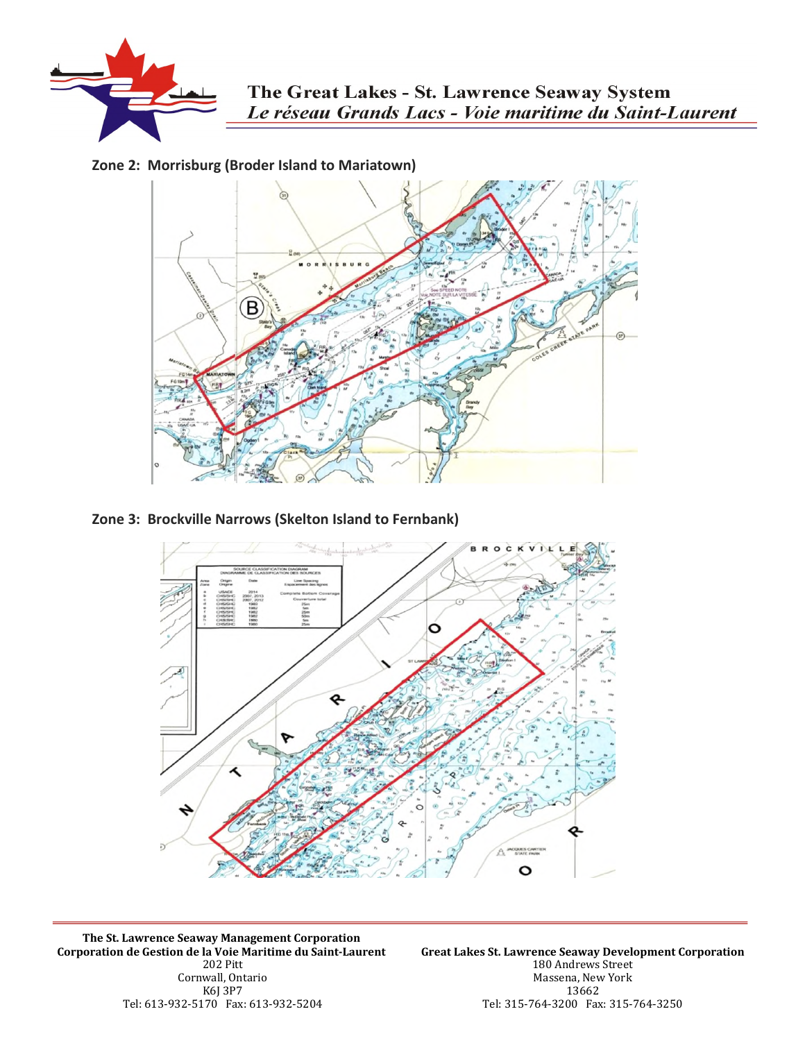The Great Lakes - St. Lawrence Seaway System
*Le réseau Grands Lacs - Voie maritime du Saint-Laurent*

**Zone 2: Morrisburg (Broder Island to Mariatown)**

**Zone 3: Brockville Narrows (Skelton Island to Fernbank)**

**The St. Lawrence Seaway Management Corporation**
**Corporation de Gestion de la Voie Maritime du Saint-Laurent**
202 Pitt
Cornwall, Ontario
K6J 3P7
Tel: 613-932-5170 Fax: 613-932-5204

**Great Lakes St. Lawrence Seaway Development Corporation**
180 Andrews Street
Massena, New York
13662
Tel: 315-764-3200 Fax: 315-764-3250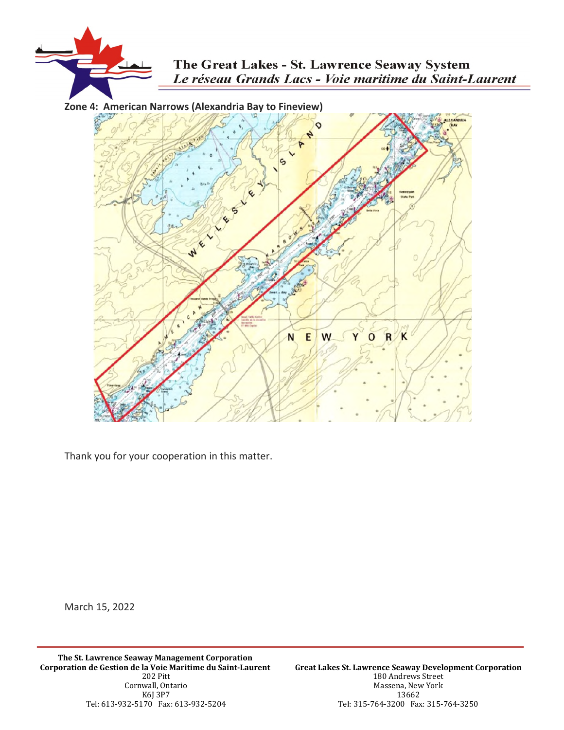The Great Lakes - St. Lawrence Seaway System
*Le réseau Grands Lacs - Voie maritime du Saint-Laurent*

**Zone 4: American Narrows (Alexandria Bay to Fineview)**

Thank you for your cooperation in this matter.

March 15, 2022

**The St. Lawrence Seaway Management Corporation**
**Corporation de Gestion de la Voie Maritime du Saint-Laurent**
202 Pitt
Cornwall, Ontario
K6J 3P7
Tel: 613-932-5170 Fax: 613-932-5204

**Great Lakes St. Lawrence Seaway Development Corporation**
180 Andrews Street
Massena, New York
13662
Tel: 315-764-3200 Fax: 315-764-3250